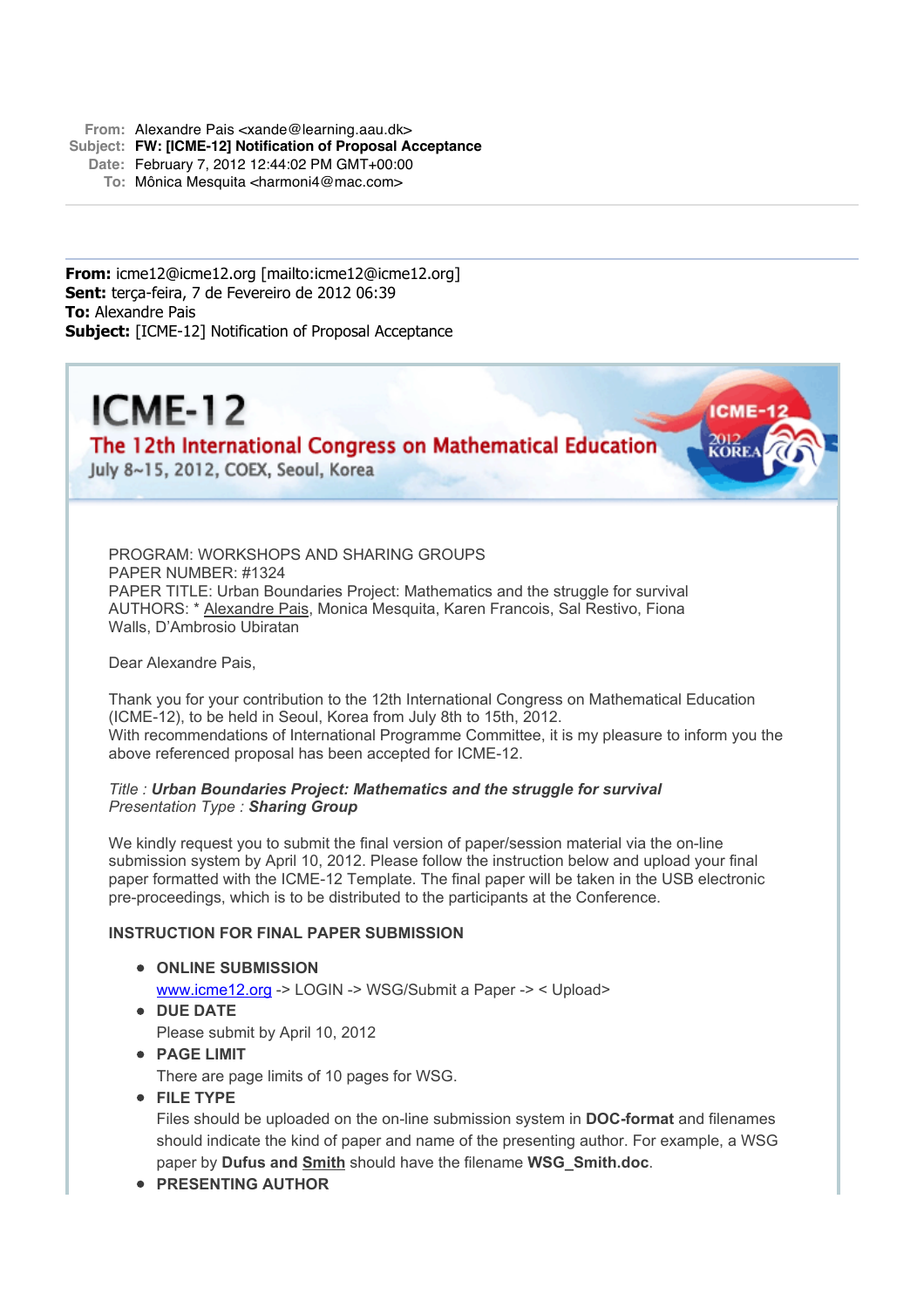**From:** Alexandre Pais <xande@learning.aau.dk>
**Subject:** **FW: [ICME-12] Notification of Proposal Acceptance**
**Date:** February 7, 2012 12:44:02 PM GMT+00:00
**To:** Mônica Mesquita <harmoni4@mac.com>

---

**From:** icme12@icme12.org [mailto:icme12@icme12.org]
**Sent:** terça-feira, 7 de Fevereiro de 2012 06:39
**To:** Alexandre Pais
**Subject:** [ICME-12] Notification of Proposal Acceptance

# ICME-12

## The 12th International Congress on Mathematical Education

July 8~15, 2012, COEX, Seoul, Korea

ICME-12 2012 KOREA

PROGRAM: WORKSHOPS AND SHARING GROUPS
PAPER NUMBER: #1324
PAPER TITLE: Urban Boundaries Project: Mathematics and the struggle for survival
AUTHORS: * Alexandre Pais, Monica Mesquita, Karen Francois, Sal Restivo, Fiona Walls, D'Ambrosio Ubiratan

Dear Alexandre Pais,

Thank you for your contribution to the 12th International Congress on Mathematical Education (ICME-12), to be held in Seoul, Korea from July 8th to 15th, 2012.
With recommendations of International Programme Committee, it is my pleasure to inform you the above referenced proposal has been accepted for ICME-12.

*Title :* ***Urban Boundaries Project: Mathematics and the struggle for survival***
*Presentation Type :* ***Sharing Group***

We kindly request you to submit the final version of paper/session material via the on-line submission system by April 10, 2012. Please follow the instruction below and upload your final paper formatted with the ICME-12 Template. The final paper will be taken in the USB electronic pre-proceedings, which is to be distributed to the participants at the Conference.

**INSTRUCTION FOR FINAL PAPER SUBMISSION**

- **ONLINE SUBMISSION**
  www.icme12.org -> LOGIN -> WSG/Submit a Paper -> < Upload>
- **DUE DATE**
  Please submit by April 10, 2012
- **PAGE LIMIT**
  There are page limits of 10 pages for WSG.
- **FILE TYPE**
  Files should be uploaded on the on-line submission system in **DOC-format** and filenames should indicate the kind of paper and name of the presenting author. For example, a WSG paper by **Dufus and Smith** should have the filename **WSG_Smith.doc**.
- **PRESENTING AUTHOR**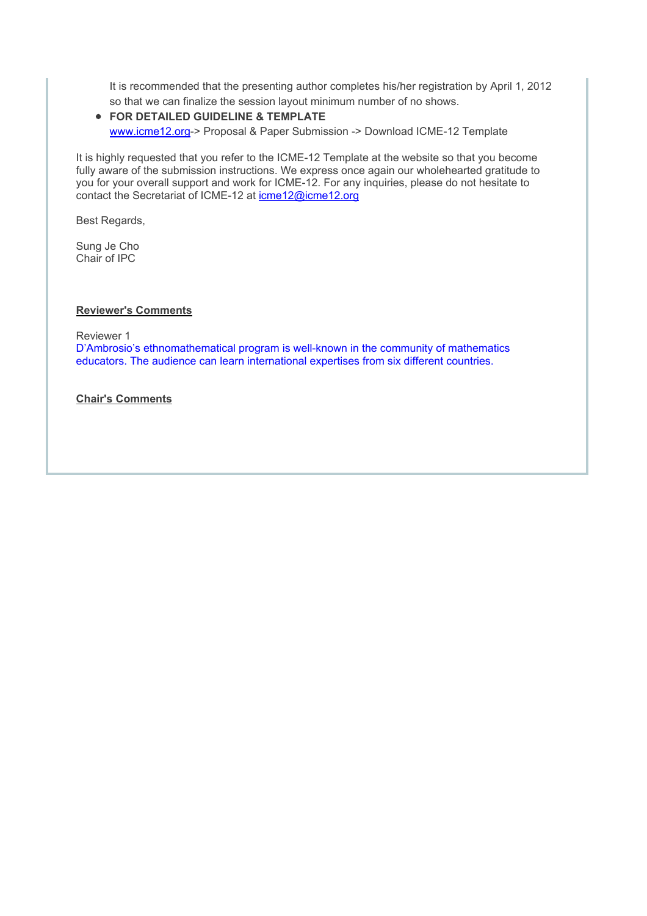It is recommended that the presenting author completes his/her registration by April 1, 2012 so that we can finalize the session layout minimum number of no shows.

- **FOR DETAILED GUIDELINE & TEMPLATE**
  www.icme12.org-> Proposal & Paper Submission -> Download ICME-12 Template

It is highly requested that you refer to the ICME-12 Template at the website so that you become fully aware of the submission instructions. We express once again our wholehearted gratitude to you for your overall support and work for ICME-12. For any inquiries, please do not hesitate to contact the Secretariat of ICME-12 at icme12@icme12.org

Best Regards,

Sung Je Cho
Chair of IPC

**Reviewer's Comments**

Reviewer 1
D'Ambrosio's ethnomathematical program is well-known in the community of mathematics educators. The audience can learn international expertises from six different countries.

**Chair's Comments**